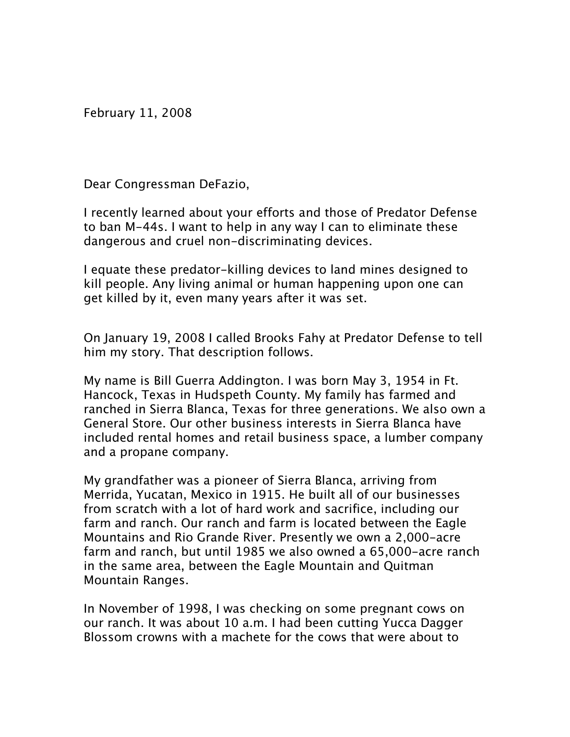February 11, 2008

Dear Congressman DeFazio,

I recently learned about your efforts and those of Predator Defense to ban M-44s. I want to help in any way I can to eliminate these dangerous and cruel non-discriminating devices.

I equate these predator-killing devices to land mines designed to kill people. Any living animal or human happening upon one can get killed by it, even many years after it was set.

On January 19, 2008 I called Brooks Fahy at Predator Defense to tell him my story. That description follows.

My name is Bill Guerra Addington. I was born May 3, 1954 in Ft. Hancock, Texas in Hudspeth County. My family has farmed and ranched in Sierra Blanca, Texas for three generations. We also own a General Store. Our other business interests in Sierra Blanca have included rental homes and retail business space, a lumber company and a propane company.

My grandfather was a pioneer of Sierra Blanca, arriving from Merrida, Yucatan, Mexico in 1915. He built all of our businesses from scratch with a lot of hard work and sacrifice, including our farm and ranch. Our ranch and farm is located between the Eagle Mountains and Rio Grande River. Presently we own a 2,000-acre farm and ranch, but until 1985 we also owned a 65,000-acre ranch in the same area, between the Eagle Mountain and Quitman Mountain Ranges.

In November of 1998, I was checking on some pregnant cows on our ranch. It was about 10 a.m. I had been cutting Yucca Dagger Blossom crowns with a machete for the cows that were about to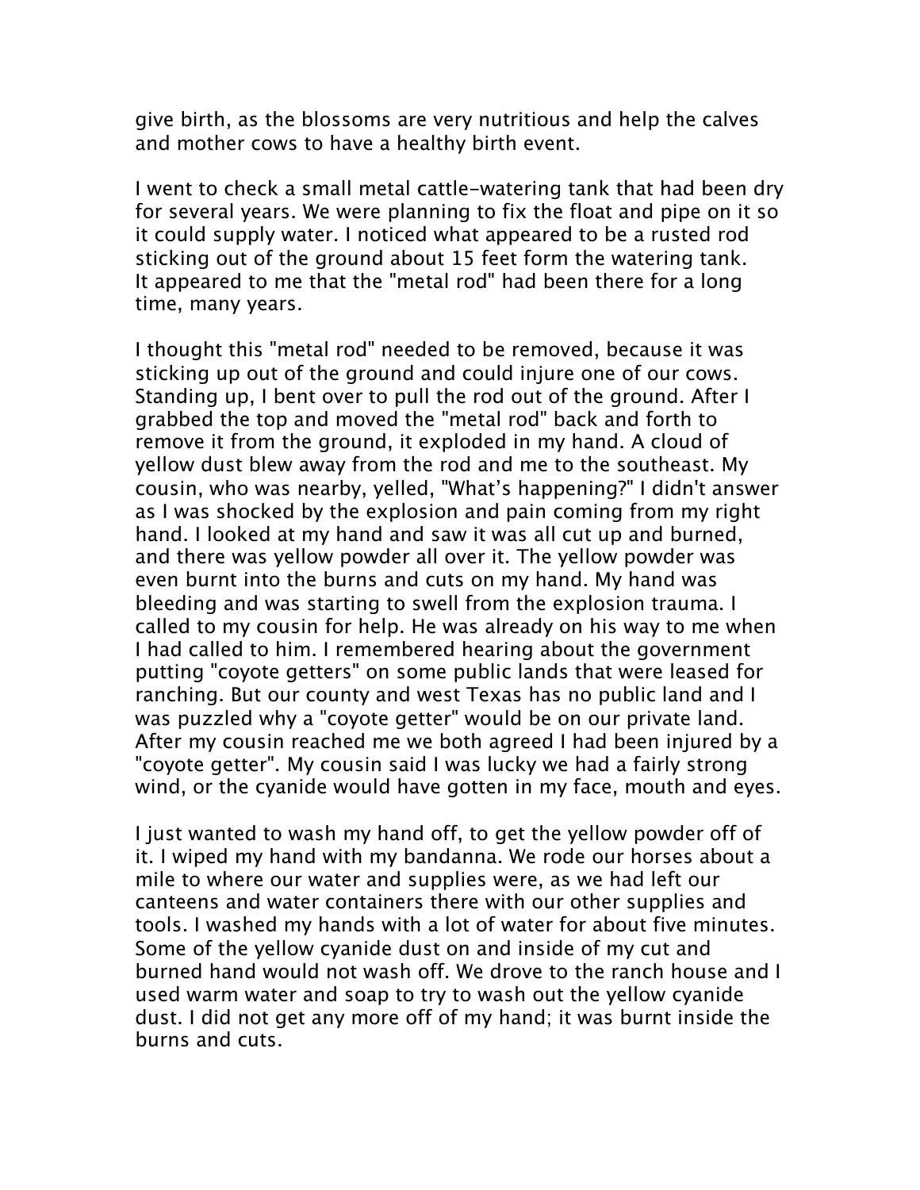give birth, as the blossoms are very nutritious and help the calves and mother cows to have a healthy birth event.

I went to check a small metal cattle-watering tank that had been dry for several years. We were planning to fix the float and pipe on it so it could supply water. I noticed what appeared to be a rusted rod sticking out of the ground about 15 feet form the watering tank. It appeared to me that the "metal rod" had been there for a long time, many years.

I thought this "metal rod" needed to be removed, because it was sticking up out of the ground and could injure one of our cows. Standing up, I bent over to pull the rod out of the ground. After I grabbed the top and moved the "metal rod" back and forth to remove it from the ground, it exploded in my hand. A cloud of yellow dust blew away from the rod and me to the southeast. My cousin, who was nearby, yelled, "What's happening?" I didn't answer as I was shocked by the explosion and pain coming from my right hand. I looked at my hand and saw it was all cut up and burned, and there was yellow powder all over it. The yellow powder was even burnt into the burns and cuts on my hand. My hand was bleeding and was starting to swell from the explosion trauma. I called to my cousin for help. He was already on his way to me when I had called to him. I remembered hearing about the government putting "coyote getters" on some public lands that were leased for ranching. But our county and west Texas has no public land and I was puzzled why a "coyote getter" would be on our private land. After my cousin reached me we both agreed I had been injured by a "coyote getter". My cousin said I was lucky we had a fairly strong wind, or the cyanide would have gotten in my face, mouth and eyes.

I just wanted to wash my hand off, to get the yellow powder off of it. I wiped my hand with my bandanna. We rode our horses about a mile to where our water and supplies were, as we had left our canteens and water containers there with our other supplies and tools. I washed my hands with a lot of water for about five minutes. Some of the yellow cyanide dust on and inside of my cut and burned hand would not wash off. We drove to the ranch house and I used warm water and soap to try to wash out the yellow cyanide dust. I did not get any more off of my hand; it was burnt inside the burns and cuts.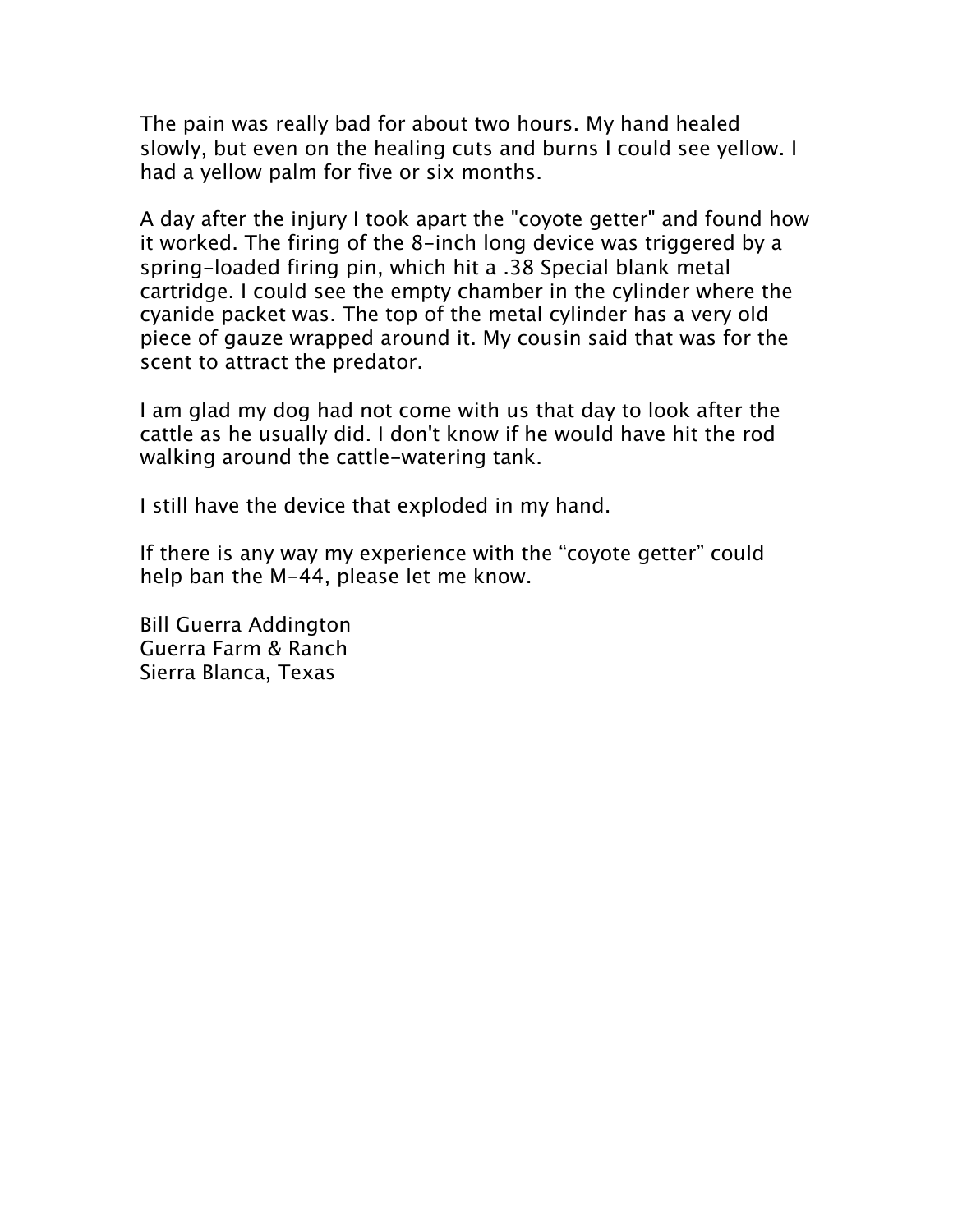The pain was really bad for about two hours. My hand healed slowly, but even on the healing cuts and burns I could see yellow. I had a yellow palm for five or six months.

A day after the injury I took apart the "coyote getter" and found how it worked. The firing of the 8-inch long device was triggered by a spring-loaded firing pin, which hit a .38 Special blank metal cartridge. I could see the empty chamber in the cylinder where the cyanide packet was. The top of the metal cylinder has a very old piece of gauze wrapped around it. My cousin said that was for the scent to attract the predator.

I am glad my dog had not come with us that day to look after the cattle as he usually did. I don't know if he would have hit the rod walking around the cattle-watering tank.

I still have the device that exploded in my hand.

If there is any way my experience with the “coyote getter” could help ban the M-44, please let me know.

Bill Guerra Addington  
Guerra Farm & Ranch  
Sierra Blanca, Texas